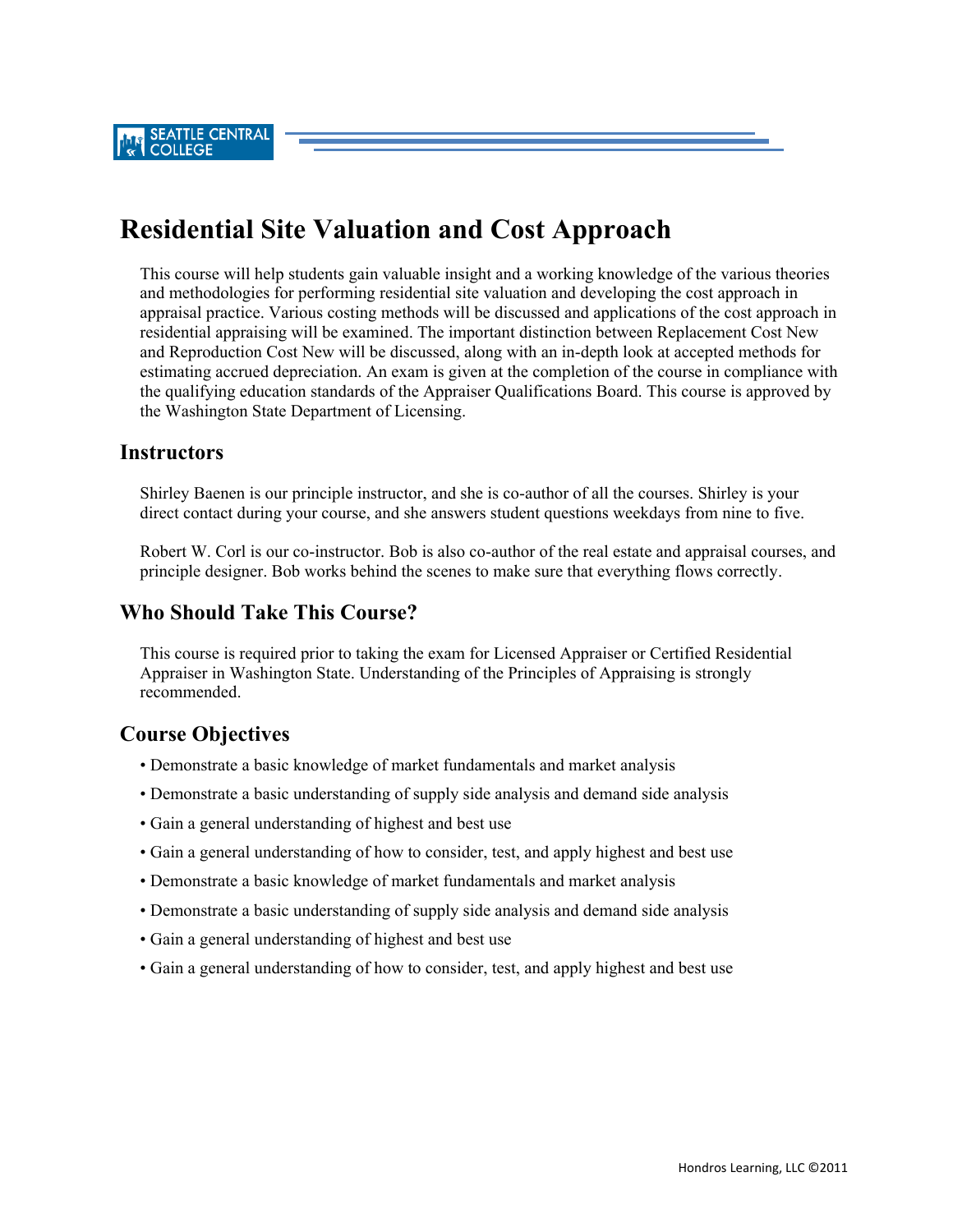SEATTLE CENTRAL COLLEGE

# Residential Site Valuation and Cost Approach

This course will help students gain valuable insight and a working knowledge of the various theories and methodologies for performing residential site valuation and developing the cost approach in appraisal practice. Various costing methods will be discussed and applications of the cost approach in residential appraising will be examined. The important distinction between Replacement Cost New and Reproduction Cost New will be discussed, along with an in-depth look at accepted methods for estimating accrued depreciation. An exam is given at the completion of the course in compliance with the qualifying education standards of the Appraiser Qualifications Board. This course is approved by the Washington State Department of Licensing.

## Instructors

Shirley Baenen is our principle instructor, and she is co-author of all the courses. Shirley is your direct contact during your course, and she answers student questions weekdays from nine to five.

Robert W. Corl is our co-instructor. Bob is also co-author of the real estate and appraisal courses, and principle designer. Bob works behind the scenes to make sure that everything flows correctly.

## Who Should Take This Course?

This course is required prior to taking the exam for Licensed Appraiser or Certified Residential Appraiser in Washington State. Understanding of the Principles of Appraising is strongly recommended.

## Course Objectives

- Demonstrate a basic knowledge of market fundamentals and market analysis
- Demonstrate a basic understanding of supply side analysis and demand side analysis
- Gain a general understanding of highest and best use
- Gain a general understanding of how to consider, test, and apply highest and best use
- Demonstrate a basic knowledge of market fundamentals and market analysis
- Demonstrate a basic understanding of supply side analysis and demand side analysis
- Gain a general understanding of highest and best use
- Gain a general understanding of how to consider, test, and apply highest and best use

Hondros Learning, LLC ©2011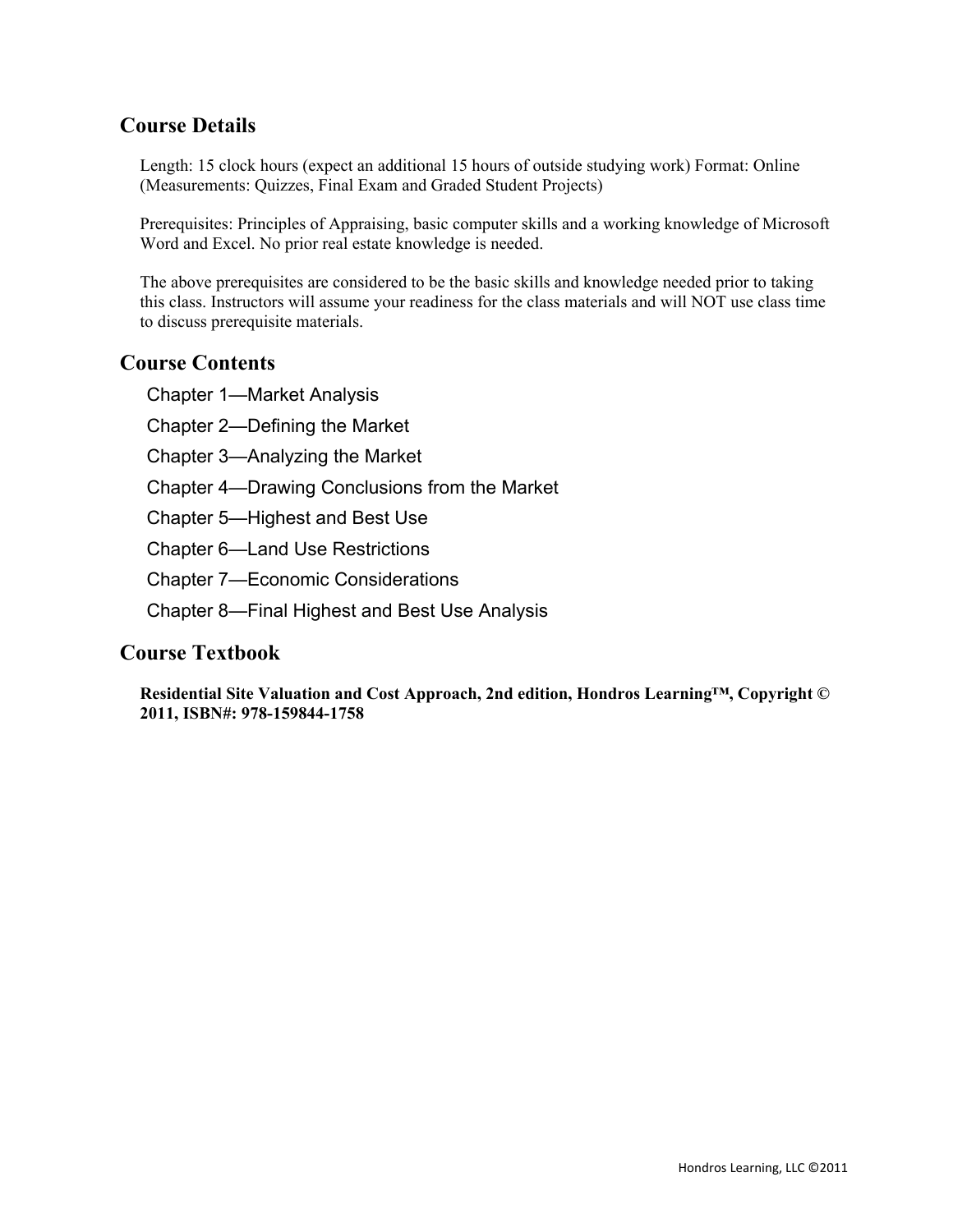## Course Details

Length: 15 clock hours (expect an additional 15 hours of outside studying work) Format: Online (Measurements: Quizzes, Final Exam and Graded Student Projects)

Prerequisites: Principles of Appraising, basic computer skills and a working knowledge of Microsoft Word and Excel. No prior real estate knowledge is needed.

The above prerequisites are considered to be the basic skills and knowledge needed prior to taking this class. Instructors will assume your readiness for the class materials and will NOT use class time to discuss prerequisite materials.

## Course Contents

Chapter 1—Market Analysis

Chapter 2—Defining the Market

Chapter 3—Analyzing the Market

Chapter 4—Drawing Conclusions from the Market

Chapter 5—Highest and Best Use

Chapter 6—Land Use Restrictions

Chapter 7—Economic Considerations

Chapter 8—Final Highest and Best Use Analysis

## Course Textbook

**Residential Site Valuation and Cost Approach, 2nd edition, Hondros Learning™, Copyright © 2011, ISBN#: 978-159844-1758**